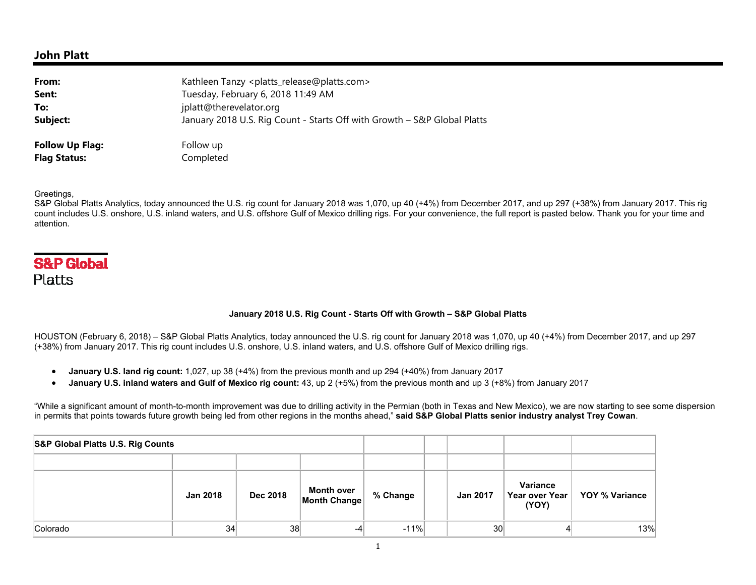## John Platt

| | |
|---|---|
| **From:** | Kathleen Tanzy <platts_release@platts.com> |
| **Sent:** | Tuesday, February 6, 2018 11:49 AM |
| **To:** | jplatt@therevelator.org |
| **Subject:** | January 2018 U.S. Rig Count - Starts Off with Growth – S&P Global Platts |
| **Follow Up Flag:** | Follow up |
| **Flag Status:** | Completed |

Greetings,
S&P Global Platts Analytics, today announced the U.S. rig count for January 2018 was 1,070, up 40 (+4%) from December 2017, and up 297 (+38%) from January 2017. This rig count includes U.S. onshore, U.S. inland waters, and U.S. offshore Gulf of Mexico drilling rigs. For your convenience, the full report is pasted below. Thank you for your time and attention.

S&P Global
Platts

**January 2018 U.S. Rig Count - Starts Off with Growth – S&P Global Platts**

HOUSTON (February 6, 2018) – S&P Global Platts Analytics, today announced the U.S. rig count for January 2018 was 1,070, up 40 (+4%) from December 2017, and up 297 (+38%) from January 2017. This rig count includes U.S. onshore, U.S. inland waters, and U.S. offshore Gulf of Mexico drilling rigs.

- **January U.S. land rig count:** 1,027, up 38 (+4%) from the previous month and up 294 (+40%) from January 2017
- **January U.S. inland waters and Gulf of Mexico rig count:** 43, up 2 (+5%) from the previous month and up 3 (+8%) from January 2017

“While a significant amount of month-to-month improvement was due to drilling activity in the Permian (both in Texas and New Mexico), we are now starting to see some dispersion in permits that points towards future growth being led from other regions in the months ahead,” **said S&P Global Platts senior industry analyst Trey Cowan**.

| **S&P Global Platts U.S. Rig Counts** | | | | | | | | |
|---|---|---|---|---|---|---|---|---|
| | | | | | | | | |
| | **Jan 2018** | **Dec 2018** | **Month over Month Change** | **% Change** | | **Jan 2017** | **Variance Year over Year (YOY)** | **YOY % Variance** |
| Colorado | 34 | 38 | -4 | -11% | | 30 | 4 | 13% |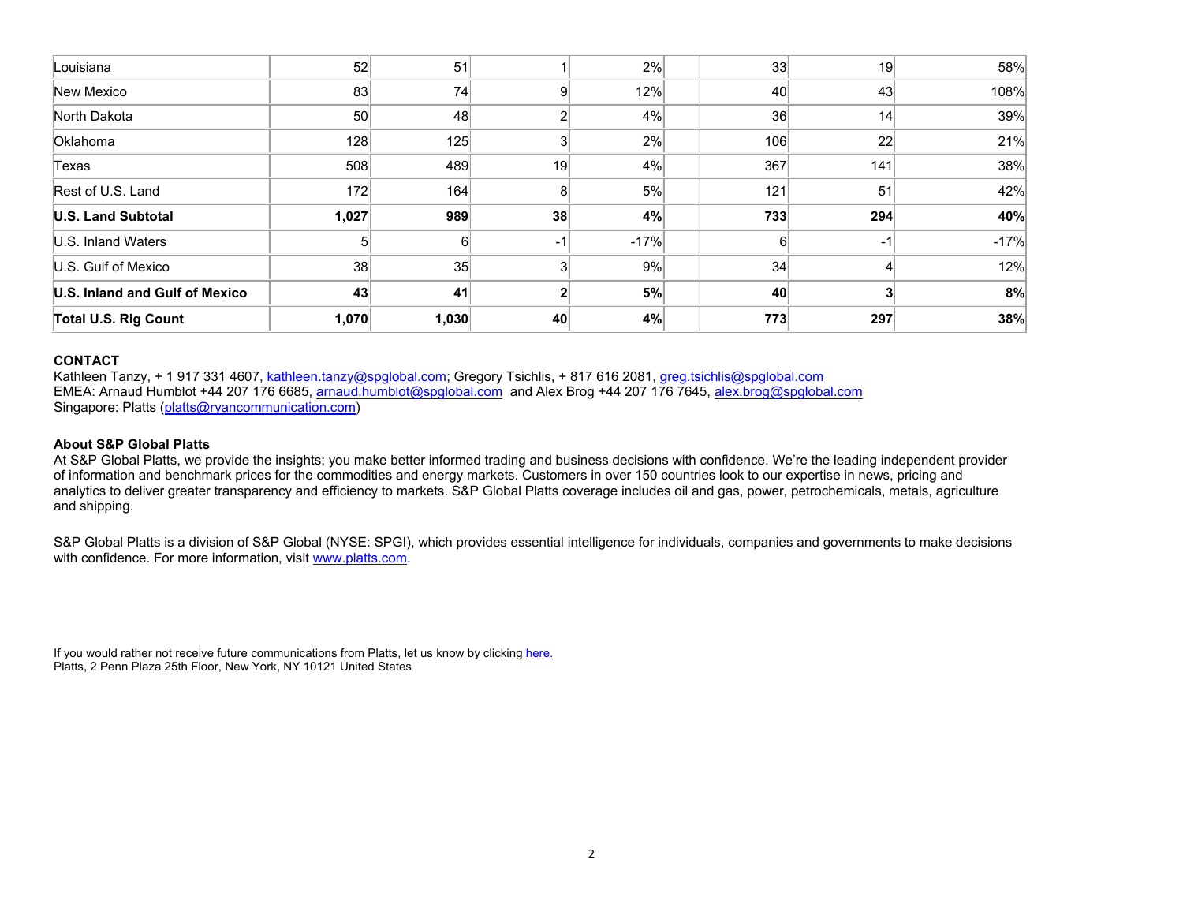| | | | | | | | | |
|---|---|---|---|---|---|---|---|---|
| Louisiana | 52 | 51 | 1 | 2% | | 33 | 19 | 58% |
| New Mexico | 83 | 74 | 9 | 12% | | 40 | 43 | 108% |
| North Dakota | 50 | 48 | 2 | 4% | | 36 | 14 | 39% |
| Oklahoma | 128 | 125 | 3 | 2% | | 106 | 22 | 21% |
| Texas | 508 | 489 | 19 | 4% | | 367 | 141 | 38% |
| Rest of U.S. Land | 172 | 164 | 8 | 5% | | 121 | 51 | 42% |
| **U.S. Land Subtotal** | **1,027** | **989** | **38** | **4%** | | **733** | **294** | **40%** |
| U.S. Inland Waters | 5 | 6 | -1 | -17% | | 6 | -1 | -17% |
| U.S. Gulf of Mexico | 38 | 35 | 3 | 9% | | 34 | 4 | 12% |
| **U.S. Inland and Gulf of Mexico** | **43** | **41** | **2** | **5%** | | **40** | **3** | **8%** |
| **Total U.S. Rig Count** | **1,070** | **1,030** | **40** | **4%** | | **773** | **297** | **38%** |

**CONTACT**
Kathleen Tanzy, + 1 917 331 4607, kathleen.tanzy@spglobal.com; Gregory Tsichlis, + 817 616 2081, greg.tsichlis@spglobal.com
EMEA: Arnaud Humblot +44 207 176 6685, arnaud.humblot@spglobal.com and Alex Brog +44 207 176 7645, alex.brog@spglobal.com
Singapore: Platts (platts@ryancommunication.com)

**About S&P Global Platts**
At S&P Global Platts, we provide the insights; you make better informed trading and business decisions with confidence. We're the leading independent provider of information and benchmark prices for the commodities and energy markets. Customers in over 150 countries look to our expertise in news, pricing and analytics to deliver greater transparency and efficiency to markets. S&P Global Platts coverage includes oil and gas, power, petrochemicals, metals, agriculture and shipping.

S&P Global Platts is a division of S&P Global (NYSE: SPGI), which provides essential intelligence for individuals, companies and governments to make decisions with confidence. For more information, visit www.platts.com.

If you would rather not receive future communications from Platts, let us know by clicking here.
Platts, 2 Penn Plaza 25th Floor, New York, NY 10121 United States